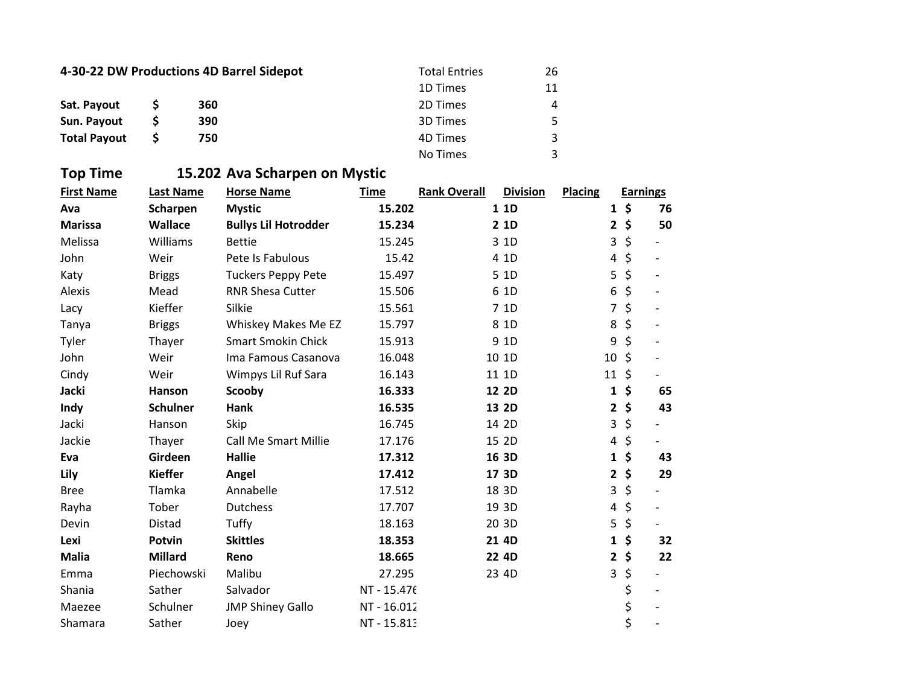**4-30-22 DW Productions 4D Barrel Sidepot**

| | | |
|---|---|---|
| **Sat. Payout** | **$** | **360** |
| **Sun. Payout** | **$** | **390** |
| **Total Payout** | **$** | **750** |

| | |
|---|---|
| Total Entries | 26 |
| 1D Times | 11 |
| 2D Times | 4 |
| 3D Times | 5 |
| 4D Times | 3 |
| No Times | 3 |

## Top Time 15.202 Ava Scharpen on Mystic

| First Name | Last Name | Horse Name | Time | Rank Overall | Division | Placing | Earnings |
|---|---|---|---|---|---|---|---|
| **Ava** | **Scharpen** | **Mystic** | **15.202** | **1** | **1D** | **1** | **$ 76** |
| **Marissa** | **Wallace** | **Bullys Lil Hotrodder** | **15.234** | **2** | **1D** | **2** | **$ 50** |
| Melissa | Williams | Bettie | 15.245 | 3 | 1D | 3 | $ - |
| John | Weir | Pete Is Fabulous | 15.42 | 4 | 1D | 4 | $ - |
| Katy | Briggs | Tuckers Peppy Pete | 15.497 | 5 | 1D | 5 | $ - |
| Alexis | Mead | RNR Shesa Cutter | 15.506 | 6 | 1D | 6 | $ - |
| Lacy | Kieffer | Silkie | 15.561 | 7 | 1D | 7 | $ - |
| Tanya | Briggs | Whiskey Makes Me EZ | 15.797 | 8 | 1D | 8 | $ - |
| Tyler | Thayer | Smart Smokin Chick | 15.913 | 9 | 1D | 9 | $ - |
| John | Weir | Ima Famous Casanova | 16.048 | 10 | 1D | 10 | $ - |
| Cindy | Weir | Wimpys Lil Ruf Sara | 16.143 | 11 | 1D | 11 | $ - |
| **Jacki** | **Hanson** | **Scooby** | **16.333** | **12** | **2D** | **1** | **$ 65** |
| **Indy** | **Schulner** | **Hank** | **16.535** | **13** | **2D** | **2** | **$ 43** |
| Jacki | Hanson | Skip | 16.745 | 14 | 2D | 3 | $ - |
| Jackie | Thayer | Call Me Smart Millie | 17.176 | 15 | 2D | 4 | $ - |
| **Eva** | **Girdeen** | **Hallie** | **17.312** | **16** | **3D** | **1** | **$ 43** |
| **Lily** | **Kieffer** | **Angel** | **17.412** | **17** | **3D** | **2** | **$ 29** |
| Bree | Tlamka | Annabelle | 17.512 | 18 | 3D | 3 | $ - |
| Rayha | Tober | Dutchess | 17.707 | 19 | 3D | 4 | $ - |
| Devin | Distad | Tuffy | 18.163 | 20 | 3D | 5 | $ - |
| **Lexi** | **Potvin** | **Skittles** | **18.353** | **21** | **4D** | **1** | **$ 32** |
| **Malia** | **Millard** | **Reno** | **18.665** | **22** | **4D** | **2** | **$ 22** |
| Emma | Piechowski | Malibu | 27.295 | 23 | 4D | 3 | $ - |
| Shania | Sather | Salvador | NT - 15.476 | | | | $ - |
| Maezee | Schulner | JMP Shiney Gallo | NT - 16.012 | | | | $ - |
| Shamara | Sather | Joey | NT - 15.813 | | | | $ - |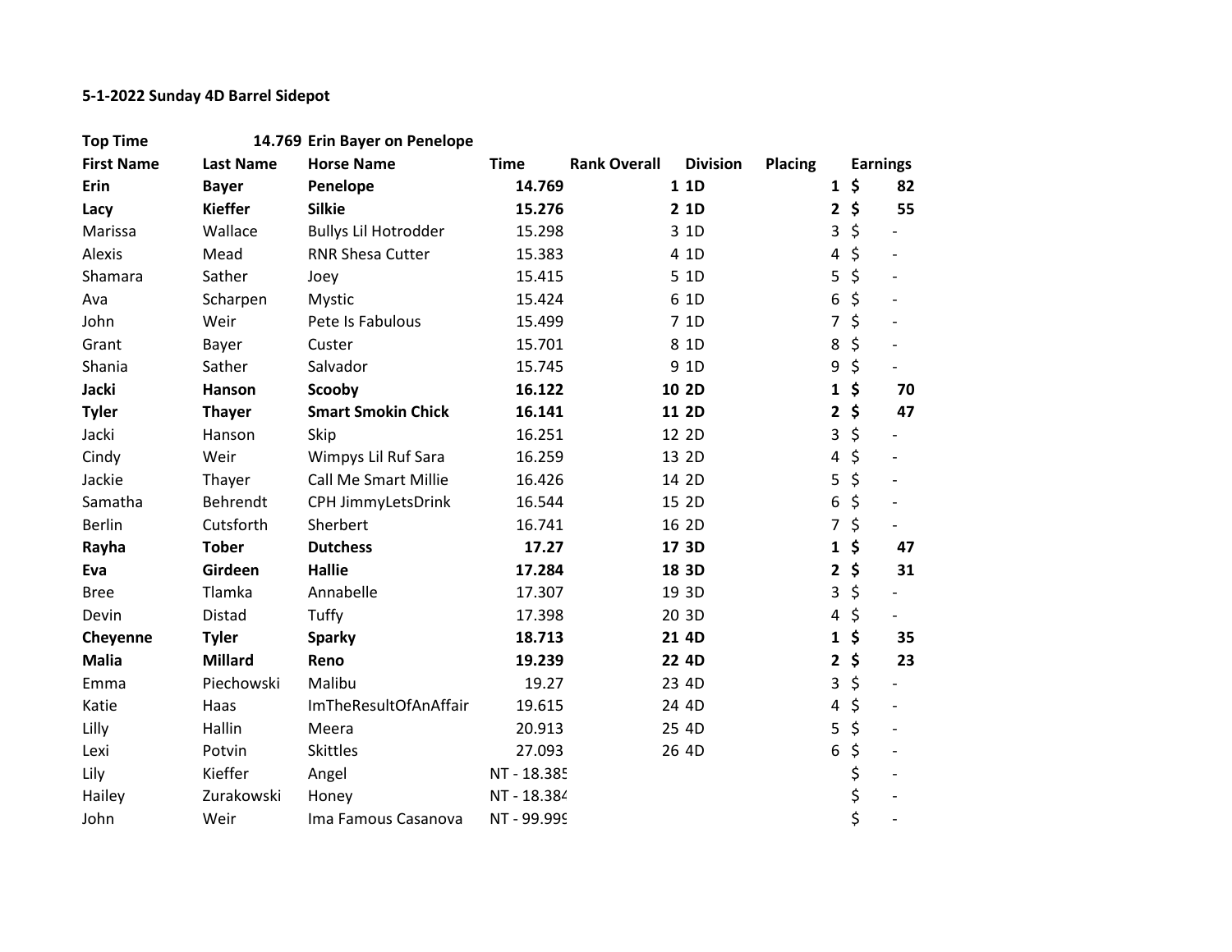**5-1-2022 Sunday 4D Barrel Sidepot**

**Top Time** 14.769 **Erin Bayer on Penelope**

| First Name | Last Name | Horse Name | Time | Rank Overall | Division | Placing | Earnings |
|---|---|---|---|---|---|---|---|
| **Erin** | **Bayer** | **Penelope** | **14.769** | **1** | **1D** | **1** | **$ 82** |
| **Lacy** | **Kieffer** | **Silkie** | **15.276** | **2** | **1D** | **2** | **$ 55** |
| Marissa | Wallace | Bullys Lil Hotrodder | 15.298 | 3 | 1D | 3 | $ - |
| Alexis | Mead | RNR Shesa Cutter | 15.383 | 4 | 1D | 4 | $ - |
| Shamara | Sather | Joey | 15.415 | 5 | 1D | 5 | $ - |
| Ava | Scharpen | Mystic | 15.424 | 6 | 1D | 6 | $ - |
| John | Weir | Pete Is Fabulous | 15.499 | 7 | 1D | 7 | $ - |
| Grant | Bayer | Custer | 15.701 | 8 | 1D | 8 | $ - |
| Shania | Sather | Salvador | 15.745 | 9 | 1D | 9 | $ - |
| **Jacki** | **Hanson** | **Scooby** | **16.122** | **10** | **2D** | **1** | **$ 70** |
| **Tyler** | **Thayer** | **Smart Smokin Chick** | **16.141** | **11** | **2D** | **2** | **$ 47** |
| Jacki | Hanson | Skip | 16.251 | 12 | 2D | 3 | $ - |
| Cindy | Weir | Wimpys Lil Ruf Sara | 16.259 | 13 | 2D | 4 | $ - |
| Jackie | Thayer | Call Me Smart Millie | 16.426 | 14 | 2D | 5 | $ - |
| Samatha | Behrendt | CPH JimmyLetsDrink | 16.544 | 15 | 2D | 6 | $ - |
| Berlin | Cutsforth | Sherbert | 16.741 | 16 | 2D | 7 | $ - |
| **Rayha** | **Tober** | **Dutchess** | **17.27** | **17** | **3D** | **1** | **$ 47** |
| **Eva** | **Girdeen** | **Hallie** | **17.284** | **18** | **3D** | **2** | **$ 31** |
| Bree | Tlamka | Annabelle | 17.307 | 19 | 3D | 3 | $ - |
| Devin | Distad | Tuffy | 17.398 | 20 | 3D | 4 | $ - |
| **Cheyenne** | **Tyler** | **Sparky** | **18.713** | **21** | **4D** | **1** | **$ 35** |
| **Malia** | **Millard** | **Reno** | **19.239** | **22** | **4D** | **2** | **$ 23** |
| Emma | Piechowski | Malibu | 19.27 | 23 | 4D | 3 | $ - |
| Katie | Haas | ImTheResultOfAnAffair | 19.615 | 24 | 4D | 4 | $ - |
| Lilly | Hallin | Meera | 20.913 | 25 | 4D | 5 | $ - |
| Lexi | Potvin | Skittles | 27.093 | 26 | 4D | 6 | $ - |
| Lily | Kieffer | Angel | NT - 18.385 | | | | $ - |
| Hailey | Zurakowski | Honey | NT - 18.384 | | | | $ - |
| John | Weir | Ima Famous Casanova | NT - 99.999 | | | | $ - |